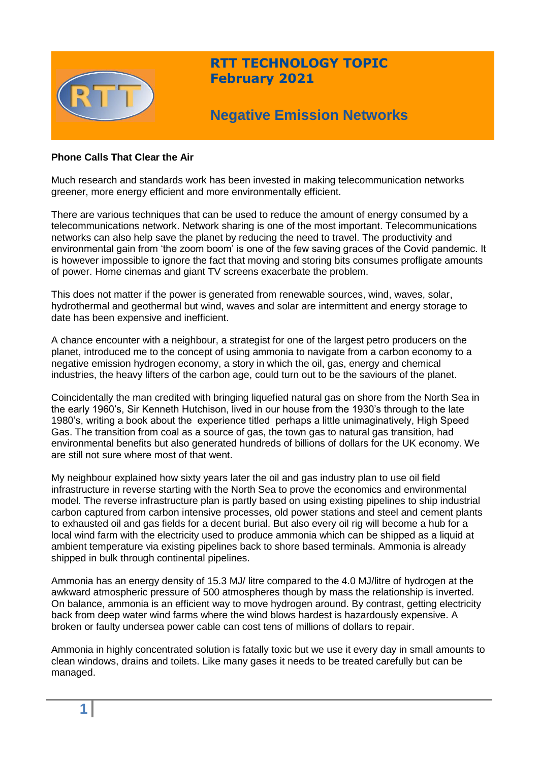# RTT TECHNOLOGY TOPIC
# February 2021

## Negative Emission Networks

**Phone Calls That Clear the Air**

Much research and standards work has been invested in making telecommunication networks greener, more energy efficient and more environmentally efficient.

There are various techniques that can be used to reduce the amount of energy consumed by a telecommunications network. Network sharing is one of the most important. Telecommunications networks can also help save the planet by reducing the need to travel. The productivity and environmental gain from 'the zoom boom' is one of the few saving graces of the Covid pandemic. It is however impossible to ignore the fact that moving and storing bits consumes profligate amounts of power. Home cinemas and giant TV screens exacerbate the problem.

This does not matter if the power is generated from renewable sources, wind, waves, solar, hydrothermal and geothermal but wind, waves and solar are intermittent and energy storage to date has been expensive and inefficient.

A chance encounter with a neighbour, a strategist for one of the largest petro producers on the planet, introduced me to the concept of using ammonia to navigate from a carbon economy to a negative emission hydrogen economy, a story in which the oil, gas, energy and chemical industries, the heavy lifters of the carbon age, could turn out to be the saviours of the planet.

Coincidentally the man credited with bringing liquefied natural gas on shore from the North Sea in the early 1960's, Sir Kenneth Hutchison, lived in our house from the 1930's through to the late 1980's, writing a book about the experience titled perhaps a little unimaginatively, High Speed Gas. The transition from coal as a source of gas, the town gas to natural gas transition, had environmental benefits but also generated hundreds of billions of dollars for the UK economy. We are still not sure where most of that went.

My neighbour explained how sixty years later the oil and gas industry plan to use oil field infrastructure in reverse starting with the North Sea to prove the economics and environmental model. The reverse infrastructure plan is partly based on using existing pipelines to ship industrial carbon captured from carbon intensive processes, old power stations and steel and cement plants to exhausted oil and gas fields for a decent burial. But also every oil rig will become a hub for a local wind farm with the electricity used to produce ammonia which can be shipped as a liquid at ambient temperature via existing pipelines back to shore based terminals. Ammonia is already shipped in bulk through continental pipelines.

Ammonia has an energy density of 15.3 MJ/ litre compared to the 4.0 MJ/litre of hydrogen at the awkward atmospheric pressure of 500 atmospheres though by mass the relationship is inverted. On balance, ammonia is an efficient way to move hydrogen around. By contrast, getting electricity back from deep water wind farms where the wind blows hardest is hazardously expensive. A broken or faulty undersea power cable can cost tens of millions of dollars to repair.

Ammonia in highly concentrated solution is fatally toxic but we use it every day in small amounts to clean windows, drains and toilets. Like many gases it needs to be treated carefully but can be managed.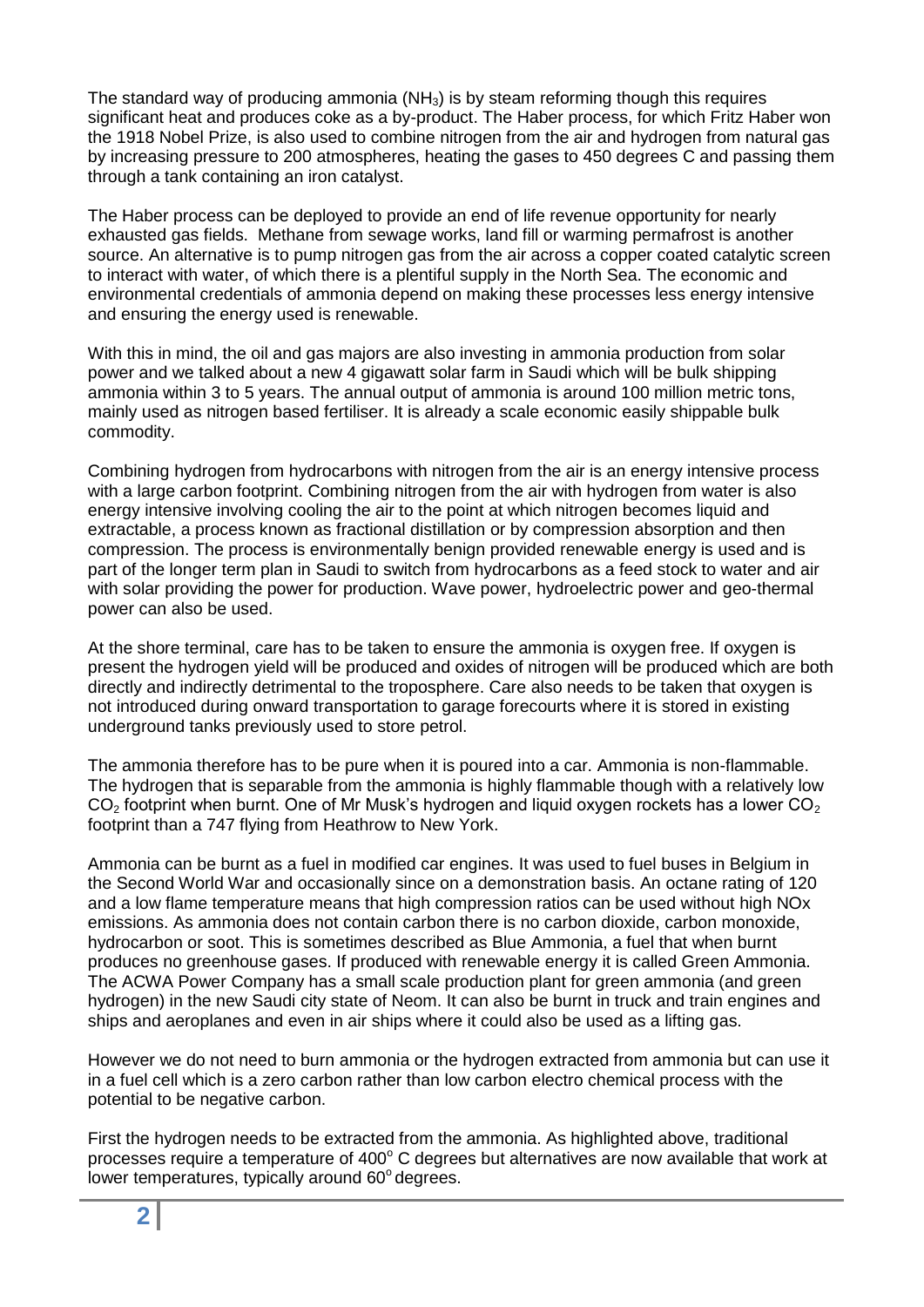The standard way of producing ammonia ($NH_3$) is by steam reforming though this requires significant heat and produces coke as a by-product. The Haber process, for which Fritz Haber won the 1918 Nobel Prize, is also used to combine nitrogen from the air and hydrogen from natural gas by increasing pressure to 200 atmospheres, heating the gases to 450 degrees C and passing them through a tank containing an iron catalyst.

The Haber process can be deployed to provide an end of life revenue opportunity for nearly exhausted gas fields. Methane from sewage works, land fill or warming permafrost is another source. An alternative is to pump nitrogen gas from the air across a copper coated catalytic screen to interact with water, of which there is a plentiful supply in the North Sea. The economic and environmental credentials of ammonia depend on making these processes less energy intensive and ensuring the energy used is renewable.

With this in mind, the oil and gas majors are also investing in ammonia production from solar power and we talked about a new 4 gigawatt solar farm in Saudi which will be bulk shipping ammonia within 3 to 5 years. The annual output of ammonia is around 100 million metric tons, mainly used as nitrogen based fertiliser. It is already a scale economic easily shippable bulk commodity.

Combining hydrogen from hydrocarbons with nitrogen from the air is an energy intensive process with a large carbon footprint. Combining nitrogen from the air with hydrogen from water is also energy intensive involving cooling the air to the point at which nitrogen becomes liquid and extractable, a process known as fractional distillation or by compression absorption and then compression. The process is environmentally benign provided renewable energy is used and is part of the longer term plan in Saudi to switch from hydrocarbons as a feed stock to water and air with solar providing the power for production. Wave power, hydroelectric power and geo-thermal power can also be used.

At the shore terminal, care has to be taken to ensure the ammonia is oxygen free. If oxygen is present the hydrogen yield will be produced and oxides of nitrogen will be produced which are both directly and indirectly detrimental to the troposphere. Care also needs to be taken that oxygen is not introduced during onward transportation to garage forecourts where it is stored in existing underground tanks previously used to store petrol.

The ammonia therefore has to be pure when it is poured into a car. Ammonia is non-flammable. The hydrogen that is separable from the ammonia is highly flammable though with a relatively low $CO_2$ footprint when burnt. One of Mr Musk's hydrogen and liquid oxygen rockets has a lower $CO_2$ footprint than a 747 flying from Heathrow to New York.

Ammonia can be burnt as a fuel in modified car engines. It was used to fuel buses in Belgium in the Second World War and occasionally since on a demonstration basis. An octane rating of 120 and a low flame temperature means that high compression ratios can be used without high NOx emissions. As ammonia does not contain carbon there is no carbon dioxide, carbon monoxide, hydrocarbon or soot. This is sometimes described as Blue Ammonia, a fuel that when burnt produces no greenhouse gases. If produced with renewable energy it is called Green Ammonia. The ACWA Power Company has a small scale production plant for green ammonia (and green hydrogen) in the new Saudi city state of Neom. It can also be burnt in truck and train engines and ships and aeroplanes and even in air ships where it could also be used as a lifting gas.

However we do not need to burn ammonia or the hydrogen extracted from ammonia but can use it in a fuel cell which is a zero carbon rather than low carbon electro chemical process with the potential to be negative carbon.

First the hydrogen needs to be extracted from the ammonia. As highlighted above, traditional processes require a temperature of 400° C degrees but alternatives are now available that work at lower temperatures, typically around 60° degrees.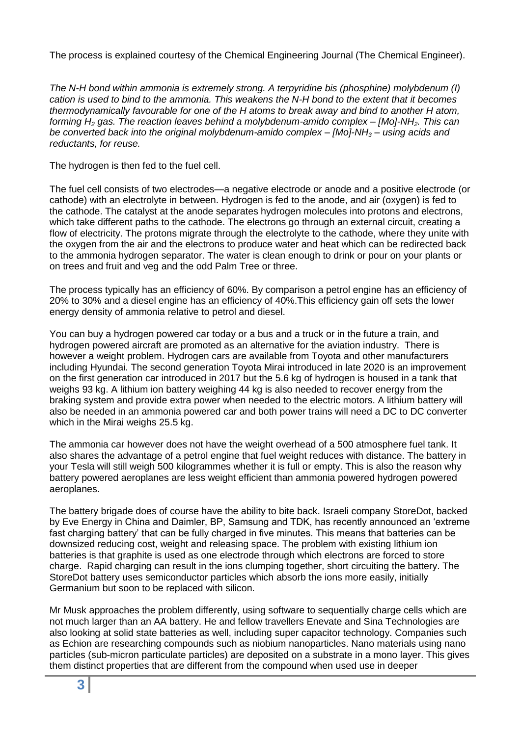The process is explained courtesy of the Chemical Engineering Journal (The Chemical Engineer).

*The N-H bond within ammonia is extremely strong. A terpyridine bis (phosphine) molybdenum (I) cation is used to bind to the ammonia. This weakens the N-H bond to the extent that it becomes thermodynamically favourable for one of the H atoms to break away and bind to another H atom, forming $H_2$ gas. The reaction leaves behind a molybdenum-amido complex – [Mo]-$NH_2$. This can be converted back into the original molybdenum-amido complex – [Mo]-$NH_3$ – using acids and reductants, for reuse.*

The hydrogen is then fed to the fuel cell.

The fuel cell consists of two electrodes—a negative electrode or anode and a positive electrode (or cathode) with an electrolyte in between. Hydrogen is fed to the anode, and air (oxygen) is fed to the cathode. The catalyst at the anode separates hydrogen molecules into protons and electrons, which take different paths to the cathode. The electrons go through an external circuit, creating a flow of electricity. The protons migrate through the electrolyte to the cathode, where they unite with the oxygen from the air and the electrons to produce water and heat which can be redirected back to the ammonia hydrogen separator. The water is clean enough to drink or pour on your plants or on trees and fruit and veg and the odd Palm Tree or three.

The process typically has an efficiency of 60%. By comparison a petrol engine has an efficiency of 20% to 30% and a diesel engine has an efficiency of 40%.This efficiency gain off sets the lower energy density of ammonia relative to petrol and diesel.

You can buy a hydrogen powered car today or a bus and a truck or in the future a train, and hydrogen powered aircraft are promoted as an alternative for the aviation industry. There is however a weight problem. Hydrogen cars are available from Toyota and other manufacturers including Hyundai. The second generation Toyota Mirai introduced in late 2020 is an improvement on the first generation car introduced in 2017 but the 5.6 kg of hydrogen is housed in a tank that weighs 93 kg. A lithium ion battery weighing 44 kg is also needed to recover energy from the braking system and provide extra power when needed to the electric motors. A lithium battery will also be needed in an ammonia powered car and both power trains will need a DC to DC converter which in the Mirai weighs 25.5 kg.

The ammonia car however does not have the weight overhead of a 500 atmosphere fuel tank. It also shares the advantage of a petrol engine that fuel weight reduces with distance. The battery in your Tesla will still weigh 500 kilogrammes whether it is full or empty. This is also the reason why battery powered aeroplanes are less weight efficient than ammonia powered hydrogen powered aeroplanes.

The battery brigade does of course have the ability to bite back. Israeli company StoreDot, backed by Eve Energy in China and Daimler, BP, Samsung and TDK, has recently announced an 'extreme fast charging battery' that can be fully charged in five minutes. This means that batteries can be downsized reducing cost, weight and releasing space. The problem with existing lithium ion batteries is that graphite is used as one electrode through which electrons are forced to store charge. Rapid charging can result in the ions clumping together, short circuiting the battery. The StoreDot battery uses semiconductor particles which absorb the ions more easily, initially Germanium but soon to be replaced with silicon.

Mr Musk approaches the problem differently, using software to sequentially charge cells which are not much larger than an AA battery. He and fellow travellers Enevate and Sina Technologies are also looking at solid state batteries as well, including super capacitor technology. Companies such as Echion are researching compounds such as niobium nanoparticles. Nano materials using nano particles (sub-micron particulate particles) are deposited on a substrate in a mono layer. This gives them distinct properties that are different from the compound when used use in deeper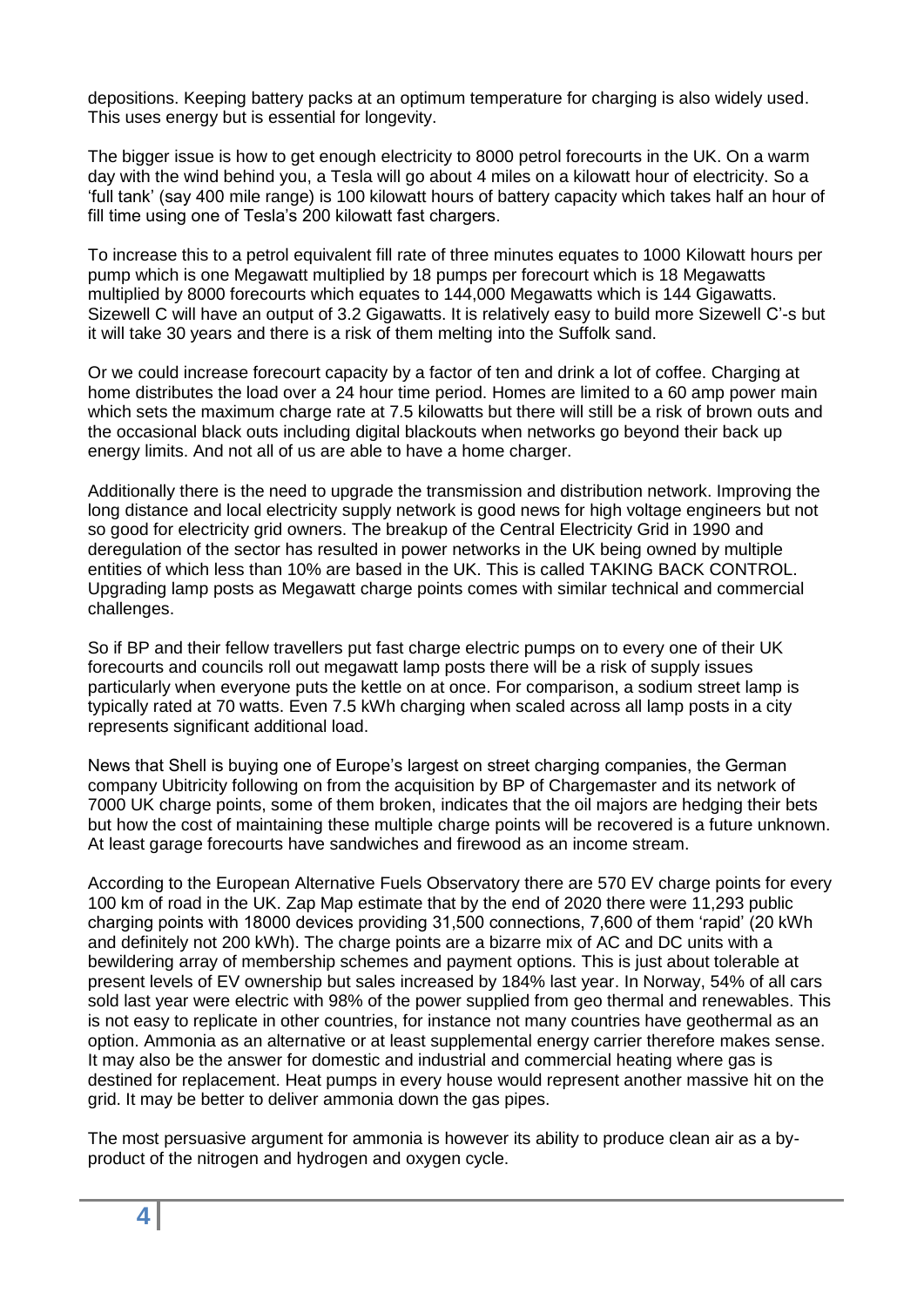depositions. Keeping battery packs at an optimum temperature for charging is also widely used. This uses energy but is essential for longevity.

The bigger issue is how to get enough electricity to 8000 petrol forecourts in the UK. On a warm day with the wind behind you, a Tesla will go about 4 miles on a kilowatt hour of electricity. So a 'full tank' (say 400 mile range) is 100 kilowatt hours of battery capacity which takes half an hour of fill time using one of Tesla's 200 kilowatt fast chargers.

To increase this to a petrol equivalent fill rate of three minutes equates to 1000 Kilowatt hours per pump which is one Megawatt multiplied by 18 pumps per forecourt which is 18 Megawatts multiplied by 8000 forecourts which equates to 144,000 Megawatts which is 144 Gigawatts. Sizewell C will have an output of 3.2 Gigawatts. It is relatively easy to build more Sizewell C'-s but it will take 30 years and there is a risk of them melting into the Suffolk sand.

Or we could increase forecourt capacity by a factor of ten and drink a lot of coffee. Charging at home distributes the load over a 24 hour time period. Homes are limited to a 60 amp power main which sets the maximum charge rate at 7.5 kilowatts but there will still be a risk of brown outs and the occasional black outs including digital blackouts when networks go beyond their back up energy limits. And not all of us are able to have a home charger.

Additionally there is the need to upgrade the transmission and distribution network. Improving the long distance and local electricity supply network is good news for high voltage engineers but not so good for electricity grid owners. The breakup of the Central Electricity Grid in 1990 and deregulation of the sector has resulted in power networks in the UK being owned by multiple entities of which less than 10% are based in the UK. This is called TAKING BACK CONTROL. Upgrading lamp posts as Megawatt charge points comes with similar technical and commercial challenges.

So if BP and their fellow travellers put fast charge electric pumps on to every one of their UK forecourts and councils roll out megawatt lamp posts there will be a risk of supply issues particularly when everyone puts the kettle on at once. For comparison, a sodium street lamp is typically rated at 70 watts. Even 7.5 kWh charging when scaled across all lamp posts in a city represents significant additional load.

News that Shell is buying one of Europe's largest on street charging companies, the German company Ubitricity following on from the acquisition by BP of Chargemaster and its network of 7000 UK charge points, some of them broken, indicates that the oil majors are hedging their bets but how the cost of maintaining these multiple charge points will be recovered is a future unknown. At least garage forecourts have sandwiches and firewood as an income stream.

According to the European Alternative Fuels Observatory there are 570 EV charge points for every 100 km of road in the UK. Zap Map estimate that by the end of 2020 there were 11,293 public charging points with 18000 devices providing 31,500 connections, 7,600 of them 'rapid' (20 kWh and definitely not 200 kWh). The charge points are a bizarre mix of AC and DC units with a bewildering array of membership schemes and payment options. This is just about tolerable at present levels of EV ownership but sales increased by 184% last year. In Norway, 54% of all cars sold last year were electric with 98% of the power supplied from geo thermal and renewables. This is not easy to replicate in other countries, for instance not many countries have geothermal as an option. Ammonia as an alternative or at least supplemental energy carrier therefore makes sense. It may also be the answer for domestic and industrial and commercial heating where gas is destined for replacement. Heat pumps in every house would represent another massive hit on the grid. It may be better to deliver ammonia down the gas pipes.

The most persuasive argument for ammonia is however its ability to produce clean air as a by-product of the nitrogen and hydrogen and oxygen cycle.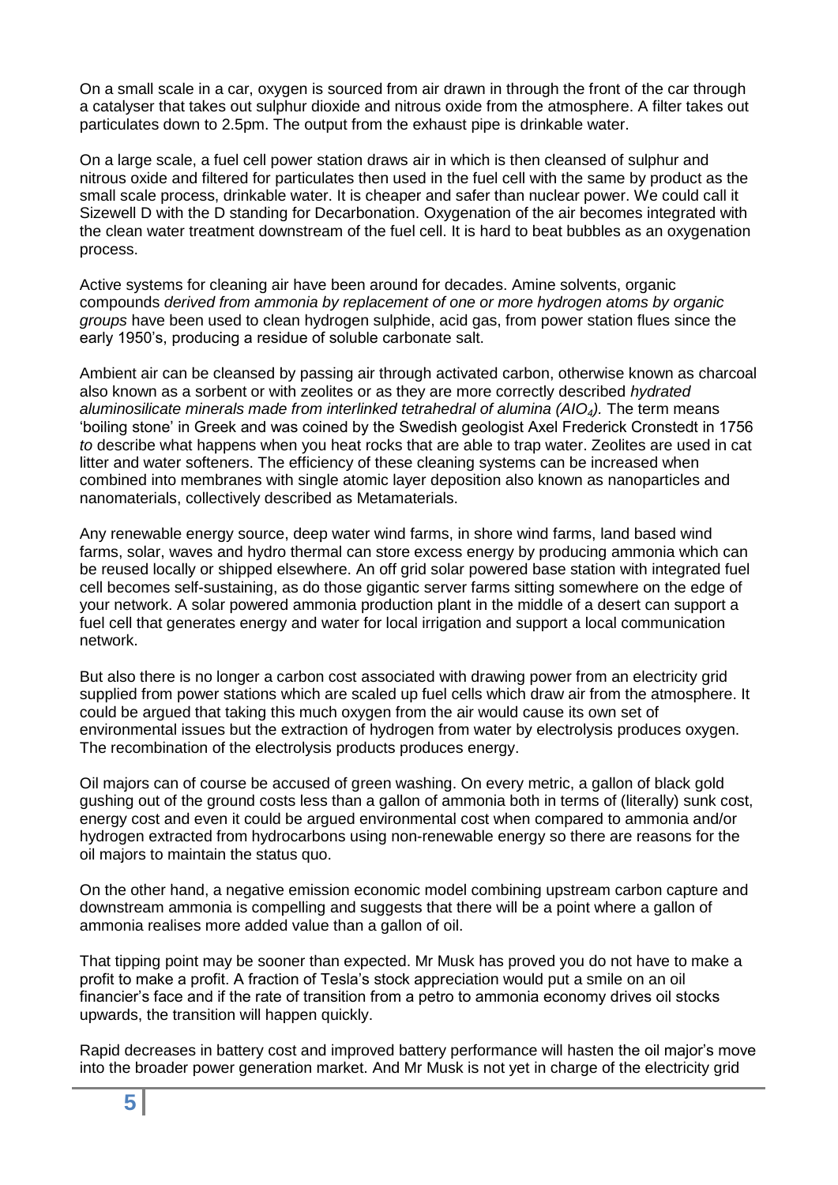On a small scale in a car, oxygen is sourced from air drawn in through the front of the car through a catalyser that takes out sulphur dioxide and nitrous oxide from the atmosphere. A filter takes out particulates down to 2.5pm. The output from the exhaust pipe is drinkable water.

On a large scale, a fuel cell power station draws air in which is then cleansed of sulphur and nitrous oxide and filtered for particulates then used in the fuel cell with the same by product as the small scale process, drinkable water. It is cheaper and safer than nuclear power. We could call it Sizewell D with the D standing for Decarbonation. Oxygenation of the air becomes integrated with the clean water treatment downstream of the fuel cell. It is hard to beat bubbles as an oxygenation process.

Active systems for cleaning air have been around for decades. Amine solvents, organic compounds *derived from ammonia by replacement of one or more hydrogen atoms by organic groups* have been used to clean hydrogen sulphide, acid gas, from power station flues since the early 1950's, producing a residue of soluble carbonate salt.

Ambient air can be cleansed by passing air through activated carbon, otherwise known as charcoal also known as a sorbent or with zeolites or as they are more correctly described *hydrated aluminosilicate minerals made from interlinked tetrahedral of alumina ($AlO_4$).* The term means 'boiling stone' in Greek and was coined by the Swedish geologist Axel Frederick Cronstedt in 1756 *to* describe what happens when you heat rocks that are able to trap water. Zeolites are used in cat litter and water softeners. The efficiency of these cleaning systems can be increased when combined into membranes with single atomic layer deposition also known as nanoparticles and nanomaterials, collectively described as Metamaterials.

Any renewable energy source, deep water wind farms, in shore wind farms, land based wind farms, solar, waves and hydro thermal can store excess energy by producing ammonia which can be reused locally or shipped elsewhere. An off grid solar powered base station with integrated fuel cell becomes self-sustaining, as do those gigantic server farms sitting somewhere on the edge of your network. A solar powered ammonia production plant in the middle of a desert can support a fuel cell that generates energy and water for local irrigation and support a local communication network.

But also there is no longer a carbon cost associated with drawing power from an electricity grid supplied from power stations which are scaled up fuel cells which draw air from the atmosphere. It could be argued that taking this much oxygen from the air would cause its own set of environmental issues but the extraction of hydrogen from water by electrolysis produces oxygen. The recombination of the electrolysis products produces energy.

Oil majors can of course be accused of green washing. On every metric, a gallon of black gold gushing out of the ground costs less than a gallon of ammonia both in terms of (literally) sunk cost, energy cost and even it could be argued environmental cost when compared to ammonia and/or hydrogen extracted from hydrocarbons using non-renewable energy so there are reasons for the oil majors to maintain the status quo.

On the other hand, a negative emission economic model combining upstream carbon capture and downstream ammonia is compelling and suggests that there will be a point where a gallon of ammonia realises more added value than a gallon of oil.

That tipping point may be sooner than expected. Mr Musk has proved you do not have to make a profit to make a profit. A fraction of Tesla's stock appreciation would put a smile on an oil financier's face and if the rate of transition from a petro to ammonia economy drives oil stocks upwards, the transition will happen quickly.

Rapid decreases in battery cost and improved battery performance will hasten the oil major's move into the broader power generation market. And Mr Musk is not yet in charge of the electricity grid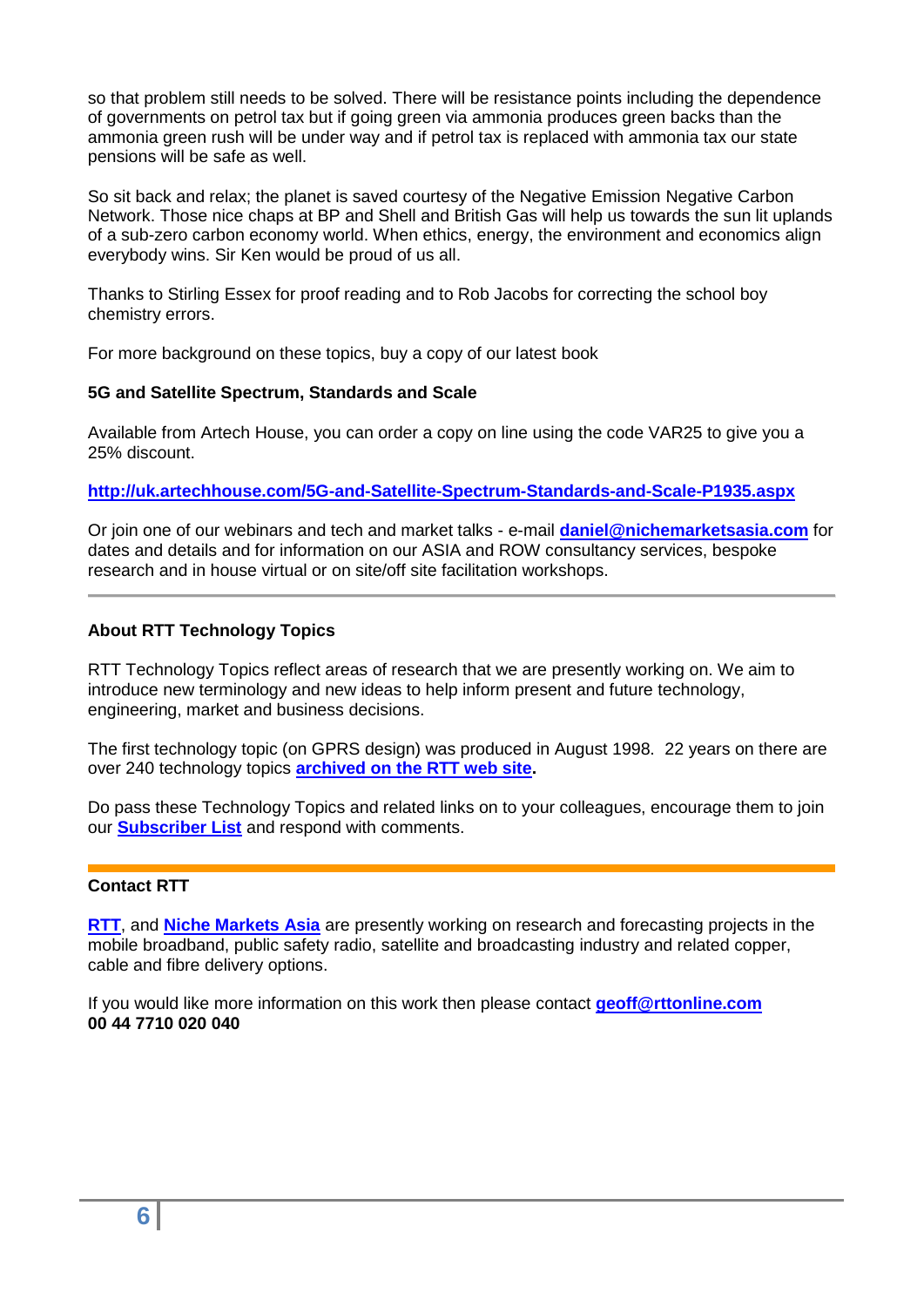so that problem still needs to be solved. There will be resistance points including the dependence of governments on petrol tax but if going green via ammonia produces green backs than the ammonia green rush will be under way and if petrol tax is replaced with ammonia tax our state pensions will be safe as well.

So sit back and relax; the planet is saved courtesy of the Negative Emission Negative Carbon Network. Those nice chaps at BP and Shell and British Gas will help us towards the sun lit uplands of a sub-zero carbon economy world. When ethics, energy, the environment and economics align everybody wins. Sir Ken would be proud of us all.

Thanks to Stirling Essex for proof reading and to Rob Jacobs for correcting the school boy chemistry errors.

For more background on these topics, buy a copy of our latest book

**5G and Satellite Spectrum, Standards and Scale**

Available from Artech House, you can order a copy on line using the code VAR25 to give you a 25% discount.

**http://uk.artechhouse.com/5G-and-Satellite-Spectrum-Standards-and-Scale-P1935.aspx**

Or join one of our webinars and tech and market talks - e-mail **daniel@nichemarketsasia.com** for dates and details and for information on our ASIA and ROW consultancy services, bespoke research and in house virtual or on site/off site facilitation workshops.

---

**About RTT Technology Topics**

RTT Technology Topics reflect areas of research that we are presently working on. We aim to introduce new terminology and new ideas to help inform present and future technology, engineering, market and business decisions.

The first technology topic (on GPRS design) was produced in August 1998. 22 years on there are over 240 technology topics **archived on the RTT web site**.

Do pass these Technology Topics and related links on to your colleagues, encourage them to join our **Subscriber List** and respond with comments.

---

**Contact RTT**

**RTT**, and **Niche Markets Asia** are presently working on research and forecasting projects in the mobile broadband, public safety radio, satellite and broadcasting industry and related copper, cable and fibre delivery options.

If you would like more information on this work then please contact **geoff@rttonline.com**
**00 44 7710 020 040**